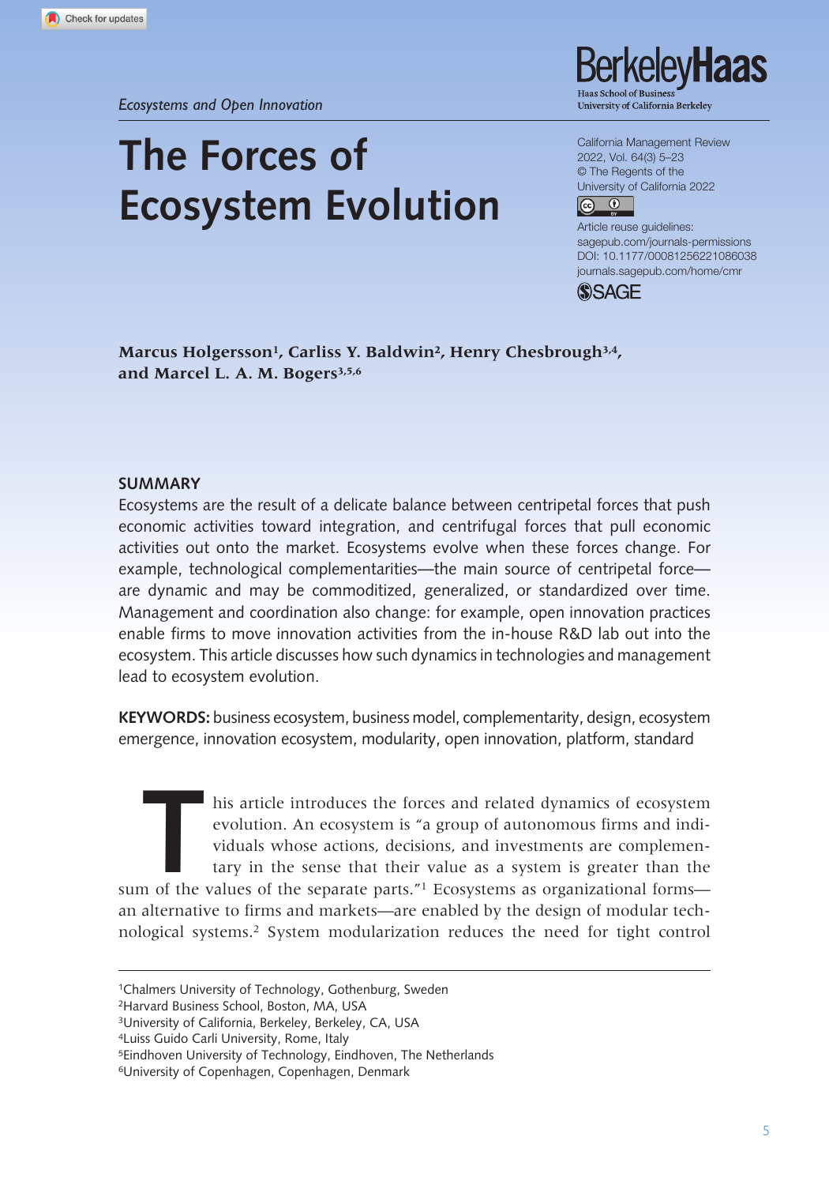*Ecosystems and Open Innovation*

# The Forces of Ecosystem Evolution

California Management Review
2022, Vol. 64(3) 5–23
© The Regents of the University of California 2022
Article reuse guidelines: sagepub.com/journals-permissions
DOI: 10.1177/00081256221086038
journals.sagepub.com/home/cmr

**Marcus Holgersson[1], Carliss Y. Baldwin[2], Henry Chesbrough[3,4], and Marcel L. A. M. Bogers[3,5,6]**

## SUMMARY

Ecosystems are the result of a delicate balance between centripetal forces that push economic activities toward integration, and centrifugal forces that pull economic activities out onto the market. Ecosystems evolve when these forces change. For example, technological complementarities—the main source of centripetal force—are dynamic and may be commoditized, generalized, or standardized over time. Management and coordination also change: for example, open innovation practices enable firms to move innovation activities from the in-house R&D lab out into the ecosystem. This article discusses how such dynamics in technologies and management lead to ecosystem evolution.

**KEYWORDS:** business ecosystem, business model, complementarity, design, ecosystem emergence, innovation ecosystem, modularity, open innovation, platform, standard

This article introduces the forces and related dynamics of ecosystem evolution. An ecosystem is "a group of autonomous firms and individuals whose actions, decisions, and investments are complementary in the sense that their value as a system is greater than the sum of the values of the separate parts."[1] Ecosystems as organizational forms—an alternative to firms and markets—are enabled by the design of modular technological systems.[2] System modularization reduces the need for tight control

[1]Chalmers University of Technology, Gothenburg, Sweden
[2]Harvard Business School, Boston, MA, USA
[3]University of California, Berkeley, Berkeley, CA, USA
[4]Luiss Guido Carli University, Rome, Italy
[5]Eindhoven University of Technology, Eindhoven, The Netherlands
[6]University of Copenhagen, Copenhagen, Denmark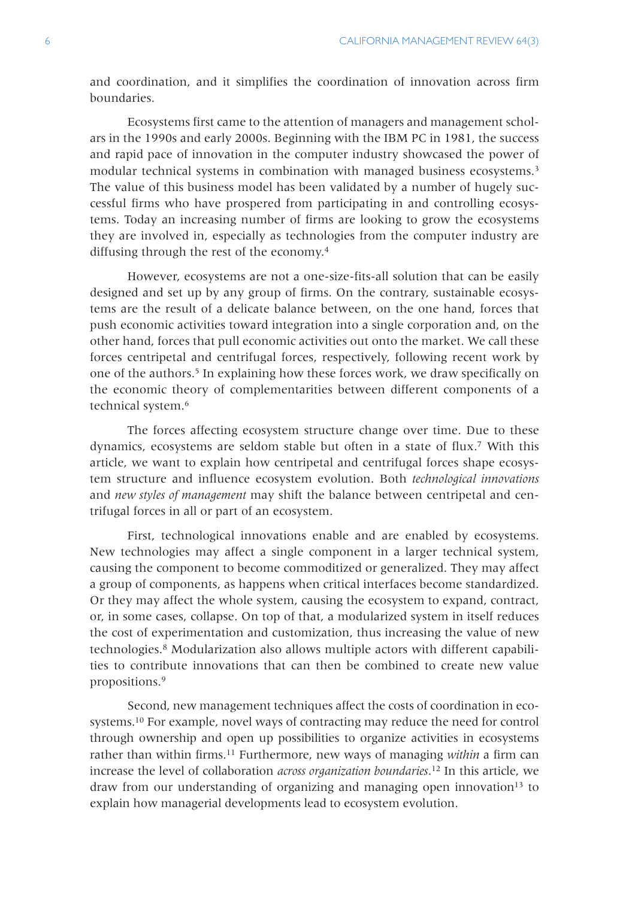and coordination, and it simplifies the coordination of innovation across firm boundaries.

Ecosystems first came to the attention of managers and management scholars in the 1990s and early 2000s. Beginning with the IBM PC in 1981, the success and rapid pace of innovation in the computer industry showcased the power of modular technical systems in combination with managed business ecosystems.[3] The value of this business model has been validated by a number of hugely successful firms who have prospered from participating in and controlling ecosystems. Today an increasing number of firms are looking to grow the ecosystems they are involved in, especially as technologies from the computer industry are diffusing through the rest of the economy.[4]

However, ecosystems are not a one-size-fits-all solution that can be easily designed and set up by any group of firms. On the contrary, sustainable ecosystems are the result of a delicate balance between, on the one hand, forces that push economic activities toward integration into a single corporation and, on the other hand, forces that pull economic activities out onto the market. We call these forces centripetal and centrifugal forces, respectively, following recent work by one of the authors.[5] In explaining how these forces work, we draw specifically on the economic theory of complementarities between different components of a technical system.[6]

The forces affecting ecosystem structure change over time. Due to these dynamics, ecosystems are seldom stable but often in a state of flux.[7] With this article, we want to explain how centripetal and centrifugal forces shape ecosystem structure and influence ecosystem evolution. Both *technological innovations* and *new styles of management* may shift the balance between centripetal and centrifugal forces in all or part of an ecosystem.

First, technological innovations enable and are enabled by ecosystems. New technologies may affect a single component in a larger technical system, causing the component to become commoditized or generalized. They may affect a group of components, as happens when critical interfaces become standardized. Or they may affect the whole system, causing the ecosystem to expand, contract, or, in some cases, collapse. On top of that, a modularized system in itself reduces the cost of experimentation and customization, thus increasing the value of new technologies.[8] Modularization also allows multiple actors with different capabilities to contribute innovations that can then be combined to create new value propositions.[9]

Second, new management techniques affect the costs of coordination in ecosystems.[10] For example, novel ways of contracting may reduce the need for control through ownership and open up possibilities to organize activities in ecosystems rather than within firms.[11] Furthermore, new ways of managing *within* a firm can increase the level of collaboration *across organization boundaries*.[12] In this article, we draw from our understanding of organizing and managing open innovation[13] to explain how managerial developments lead to ecosystem evolution.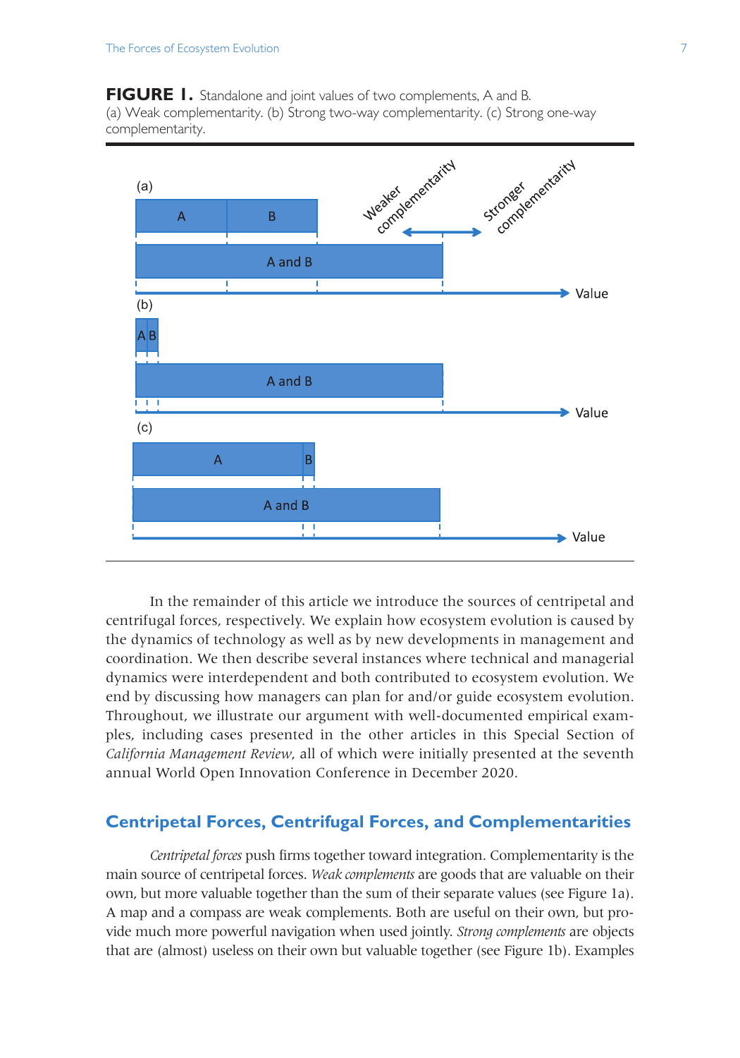**FIGURE 1.** Standalone and joint values of two complements, A and B. (a) Weak complementarity. (b) Strong two-way complementarity. (c) Strong one-way complementarity.

In the remainder of this article we introduce the sources of centripetal and centrifugal forces, respectively. We explain how ecosystem evolution is caused by the dynamics of technology as well as by new developments in management and coordination. We then describe several instances where technical and managerial dynamics were interdependent and both contributed to ecosystem evolution. We end by discussing how managers can plan for and/or guide ecosystem evolution. Throughout, we illustrate our argument with well-documented empirical examples, including cases presented in the other articles in this Special Section of *California Management Review*, all of which were initially presented at the seventh annual World Open Innovation Conference in December 2020.

## Centripetal Forces, Centrifugal Forces, and Complementarities

*Centripetal forces* push firms together toward integration. Complementarity is the main source of centripetal forces. *Weak complements* are goods that are valuable on their own, but more valuable together than the sum of their separate values (see Figure 1a). A map and a compass are weak complements. Both are useful on their own, but provide much more powerful navigation when used jointly. *Strong complements* are objects that are (almost) useless on their own but valuable together (see Figure 1b). Examples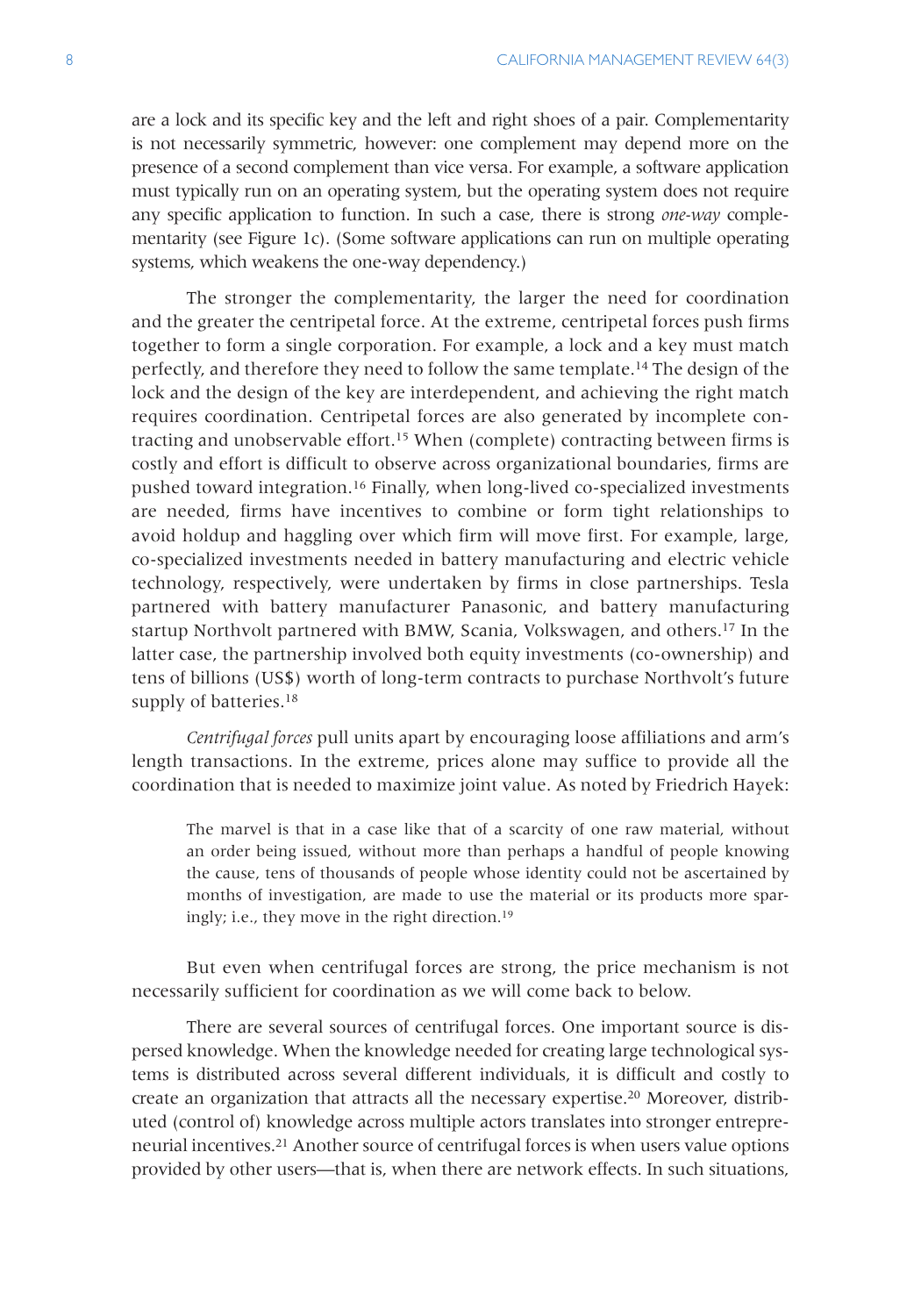are a lock and its specific key and the left and right shoes of a pair. Complementarity is not necessarily symmetric, however: one complement may depend more on the presence of a second complement than vice versa. For example, a software application must typically run on an operating system, but the operating system does not require any specific application to function. In such a case, there is strong *one-way* complementarity (see Figure 1c). (Some software applications can run on multiple operating systems, which weakens the one-way dependency.)

The stronger the complementarity, the larger the need for coordination and the greater the centripetal force. At the extreme, centripetal forces push firms together to form a single corporation. For example, a lock and a key must match perfectly, and therefore they need to follow the same template.[14] The design of the lock and the design of the key are interdependent, and achieving the right match requires coordination. Centripetal forces are also generated by incomplete contracting and unobservable effort.[15] When (complete) contracting between firms is costly and effort is difficult to observe across organizational boundaries, firms are pushed toward integration.[16] Finally, when long-lived co-specialized investments are needed, firms have incentives to combine or form tight relationships to avoid holdup and haggling over which firm will move first. For example, large, co-specialized investments needed in battery manufacturing and electric vehicle technology, respectively, were undertaken by firms in close partnerships. Tesla partnered with battery manufacturer Panasonic, and battery manufacturing startup Northvolt partnered with BMW, Scania, Volkswagen, and others.[17] In the latter case, the partnership involved both equity investments (co-ownership) and tens of billions (US$) worth of long-term contracts to purchase Northvolt's future supply of batteries.[18]

*Centrifugal forces* pull units apart by encouraging loose affiliations and arm's length transactions. In the extreme, prices alone may suffice to provide all the coordination that is needed to maximize joint value. As noted by Friedrich Hayek:

> The marvel is that in a case like that of a scarcity of one raw material, without an order being issued, without more than perhaps a handful of people knowing the cause, tens of thousands of people whose identity could not be ascertained by months of investigation, are made to use the material or its products more sparingly; i.e., they move in the right direction.[19]

But even when centrifugal forces are strong, the price mechanism is not necessarily sufficient for coordination as we will come back to below.

There are several sources of centrifugal forces. One important source is dispersed knowledge. When the knowledge needed for creating large technological systems is distributed across several different individuals, it is difficult and costly to create an organization that attracts all the necessary expertise.[20] Moreover, distributed (control of) knowledge across multiple actors translates into stronger entrepreneurial incentives.[21] Another source of centrifugal forces is when users value options provided by other users—that is, when there are network effects. In such situations,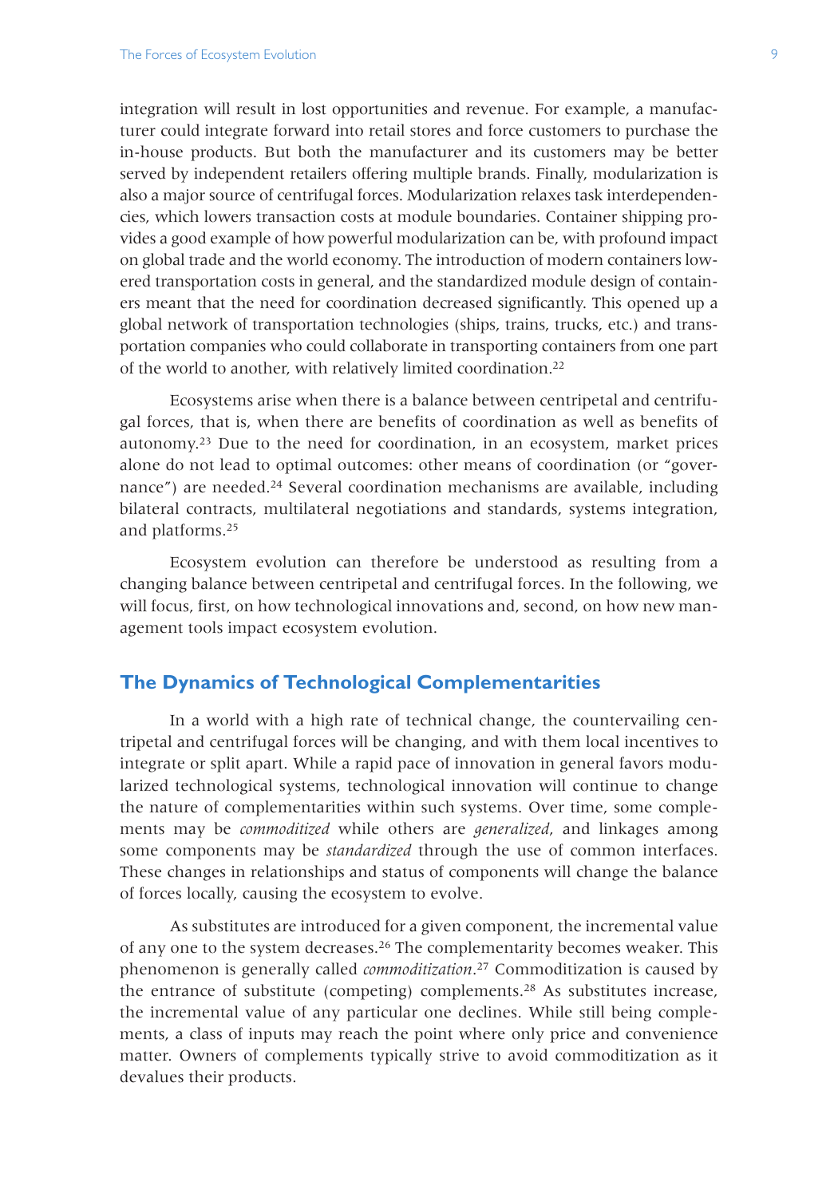integration will result in lost opportunities and revenue. For example, a manufacturer could integrate forward into retail stores and force customers to purchase the in-house products. But both the manufacturer and its customers may be better served by independent retailers offering multiple brands. Finally, modularization is also a major source of centrifugal forces. Modularization relaxes task interdependencies, which lowers transaction costs at module boundaries. Container shipping provides a good example of how powerful modularization can be, with profound impact on global trade and the world economy. The introduction of modern containers lowered transportation costs in general, and the standardized module design of containers meant that the need for coordination decreased significantly. This opened up a global network of transportation technologies (ships, trains, trucks, etc.) and transportation companies who could collaborate in transporting containers from one part of the world to another, with relatively limited coordination.[22]

Ecosystems arise when there is a balance between centripetal and centrifugal forces, that is, when there are benefits of coordination as well as benefits of autonomy.[23] Due to the need for coordination, in an ecosystem, market prices alone do not lead to optimal outcomes: other means of coordination (or "governance") are needed.[24] Several coordination mechanisms are available, including bilateral contracts, multilateral negotiations and standards, systems integration, and platforms.[25]

Ecosystem evolution can therefore be understood as resulting from a changing balance between centripetal and centrifugal forces. In the following, we will focus, first, on how technological innovations and, second, on how new management tools impact ecosystem evolution.

## The Dynamics of Technological Complementarities

In a world with a high rate of technical change, the countervailing centripetal and centrifugal forces will be changing, and with them local incentives to integrate or split apart. While a rapid pace of innovation in general favors modularized technological systems, technological innovation will continue to change the nature of complementarities within such systems. Over time, some complements may be *commoditized* while others are *generalized*, and linkages among some components may be *standardized* through the use of common interfaces. These changes in relationships and status of components will change the balance of forces locally, causing the ecosystem to evolve.

As substitutes are introduced for a given component, the incremental value of any one to the system decreases.[26] The complementarity becomes weaker. This phenomenon is generally called *commoditization*.[27] Commoditization is caused by the entrance of substitute (competing) complements.[28] As substitutes increase, the incremental value of any particular one declines. While still being complements, a class of inputs may reach the point where only price and convenience matter. Owners of complements typically strive to avoid commoditization as it devalues their products.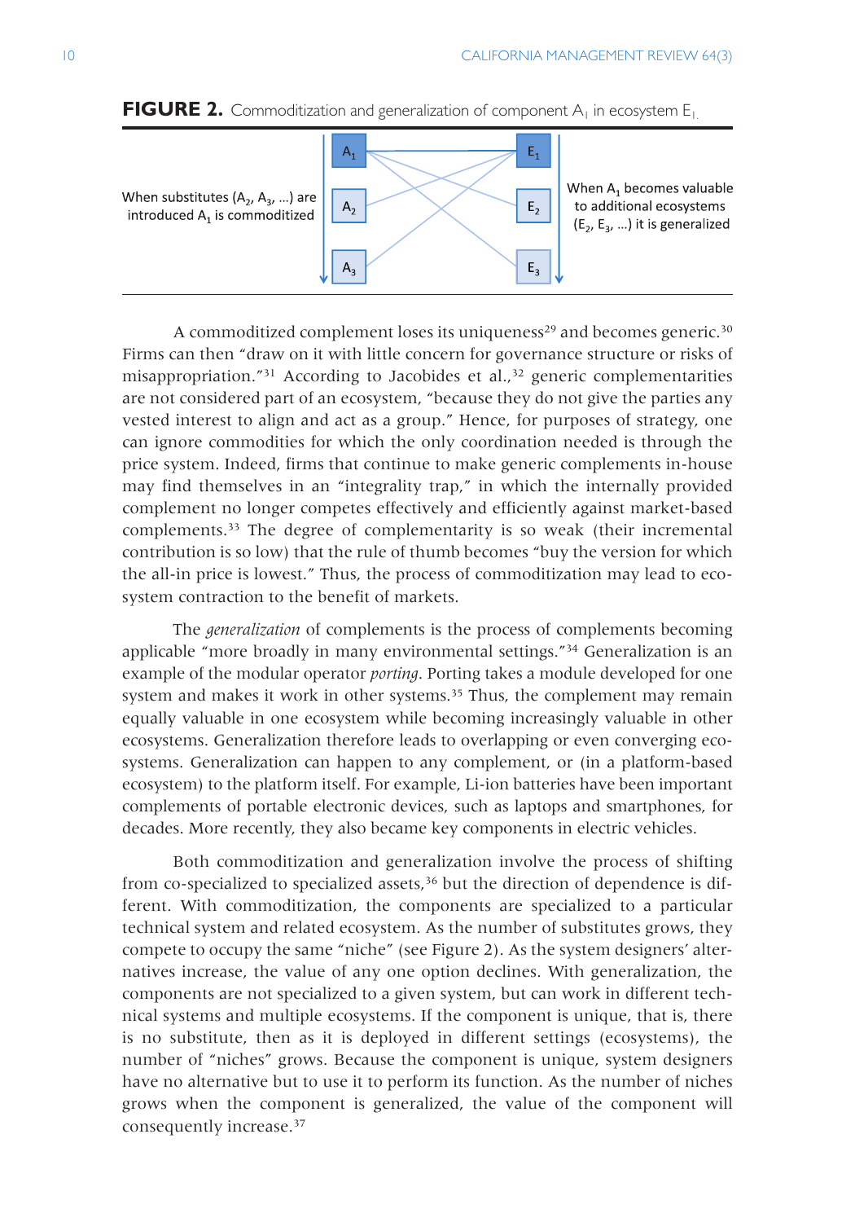**FIGURE 2.** Commoditization and generalization of component $A_1$ in ecosystem $E_1$.

When substitutes ($A_2$, $A_3$, …) are introduced $A_1$ is commoditized

When $A_1$ becomes valuable to additional ecosystems ($E_2$, $E_3$, …) it is generalized

A commoditized complement loses its uniqueness[29] and becomes generic.[30] Firms can then "draw on it with little concern for governance structure or risks of misappropriation."[31] According to Jacobides et al.,[32] generic complementarities are not considered part of an ecosystem, "because they do not give the parties any vested interest to align and act as a group." Hence, for purposes of strategy, one can ignore commodities for which the only coordination needed is through the price system. Indeed, firms that continue to make generic complements in-house may find themselves in an "integrality trap," in which the internally provided complement no longer competes effectively and efficiently against market-based complements.[33] The degree of complementarity is so weak (their incremental contribution is so low) that the rule of thumb becomes "buy the version for which the all-in price is lowest." Thus, the process of commoditization may lead to ecosystem contraction to the benefit of markets.

The *generalization* of complements is the process of complements becoming applicable "more broadly in many environmental settings."[34] Generalization is an example of the modular operator *porting*. Porting takes a module developed for one system and makes it work in other systems.[35] Thus, the complement may remain equally valuable in one ecosystem while becoming increasingly valuable in other ecosystems. Generalization therefore leads to overlapping or even converging ecosystems. Generalization can happen to any complement, or (in a platform-based ecosystem) to the platform itself. For example, Li-ion batteries have been important complements of portable electronic devices, such as laptops and smartphones, for decades. More recently, they also became key components in electric vehicles.

Both commoditization and generalization involve the process of shifting from co-specialized to specialized assets,[36] but the direction of dependence is different. With commoditization, the components are specialized to a particular technical system and related ecosystem. As the number of substitutes grows, they compete to occupy the same "niche" (see Figure 2). As the system designers' alternatives increase, the value of any one option declines. With generalization, the components are not specialized to a given system, but can work in different technical systems and multiple ecosystems. If the component is unique, that is, there is no substitute, then as it is deployed in different settings (ecosystems), the number of "niches" grows. Because the component is unique, system designers have no alternative but to use it to perform its function. As the number of niches grows when the component is generalized, the value of the component will consequently increase.[37]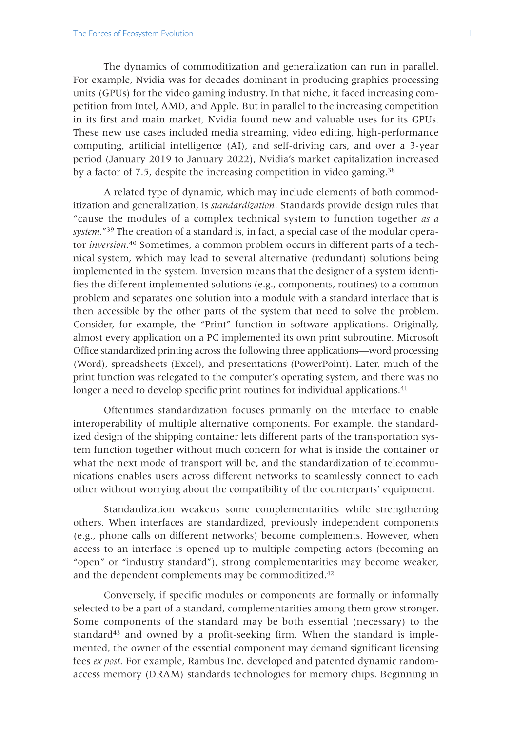The dynamics of commoditization and generalization can run in parallel. For example, Nvidia was for decades dominant in producing graphics processing units (GPUs) for the video gaming industry. In that niche, it faced increasing competition from Intel, AMD, and Apple. But in parallel to the increasing competition in its first and main market, Nvidia found new and valuable uses for its GPUs. These new use cases included media streaming, video editing, high-performance computing, artificial intelligence (AI), and self-driving cars, and over a 3-year period (January 2019 to January 2022), Nvidia's market capitalization increased by a factor of 7.5, despite the increasing competition in video gaming.[38]

A related type of dynamic, which may include elements of both commoditization and generalization, is *standardization*. Standards provide design rules that "cause the modules of a complex technical system to function together *as a system.*"[39] The creation of a standard is, in fact, a special case of the modular operator *inversion*.[40] Sometimes, a common problem occurs in different parts of a technical system, which may lead to several alternative (redundant) solutions being implemented in the system. Inversion means that the designer of a system identifies the different implemented solutions (e.g., components, routines) to a common problem and separates one solution into a module with a standard interface that is then accessible by the other parts of the system that need to solve the problem. Consider, for example, the "Print" function in software applications. Originally, almost every application on a PC implemented its own print subroutine. Microsoft Office standardized printing across the following three applications—word processing (Word), spreadsheets (Excel), and presentations (PowerPoint). Later, much of the print function was relegated to the computer's operating system, and there was no longer a need to develop specific print routines for individual applications.[41]

Oftentimes standardization focuses primarily on the interface to enable interoperability of multiple alternative components. For example, the standardized design of the shipping container lets different parts of the transportation system function together without much concern for what is inside the container or what the next mode of transport will be, and the standardization of telecommunications enables users across different networks to seamlessly connect to each other without worrying about the compatibility of the counterparts' equipment.

Standardization weakens some complementarities while strengthening others. When interfaces are standardized, previously independent components (e.g., phone calls on different networks) become complements. However, when access to an interface is opened up to multiple competing actors (becoming an "open" or "industry standard"), strong complementarities may become weaker, and the dependent complements may be commoditized.[42]

Conversely, if specific modules or components are formally or informally selected to be a part of a standard, complementarities among them grow stronger. Some components of the standard may be both essential (necessary) to the standard[43] and owned by a profit-seeking firm. When the standard is implemented, the owner of the essential component may demand significant licensing fees *ex post*. For example, Rambus Inc. developed and patented dynamic random-access memory (DRAM) standards technologies for memory chips. Beginning in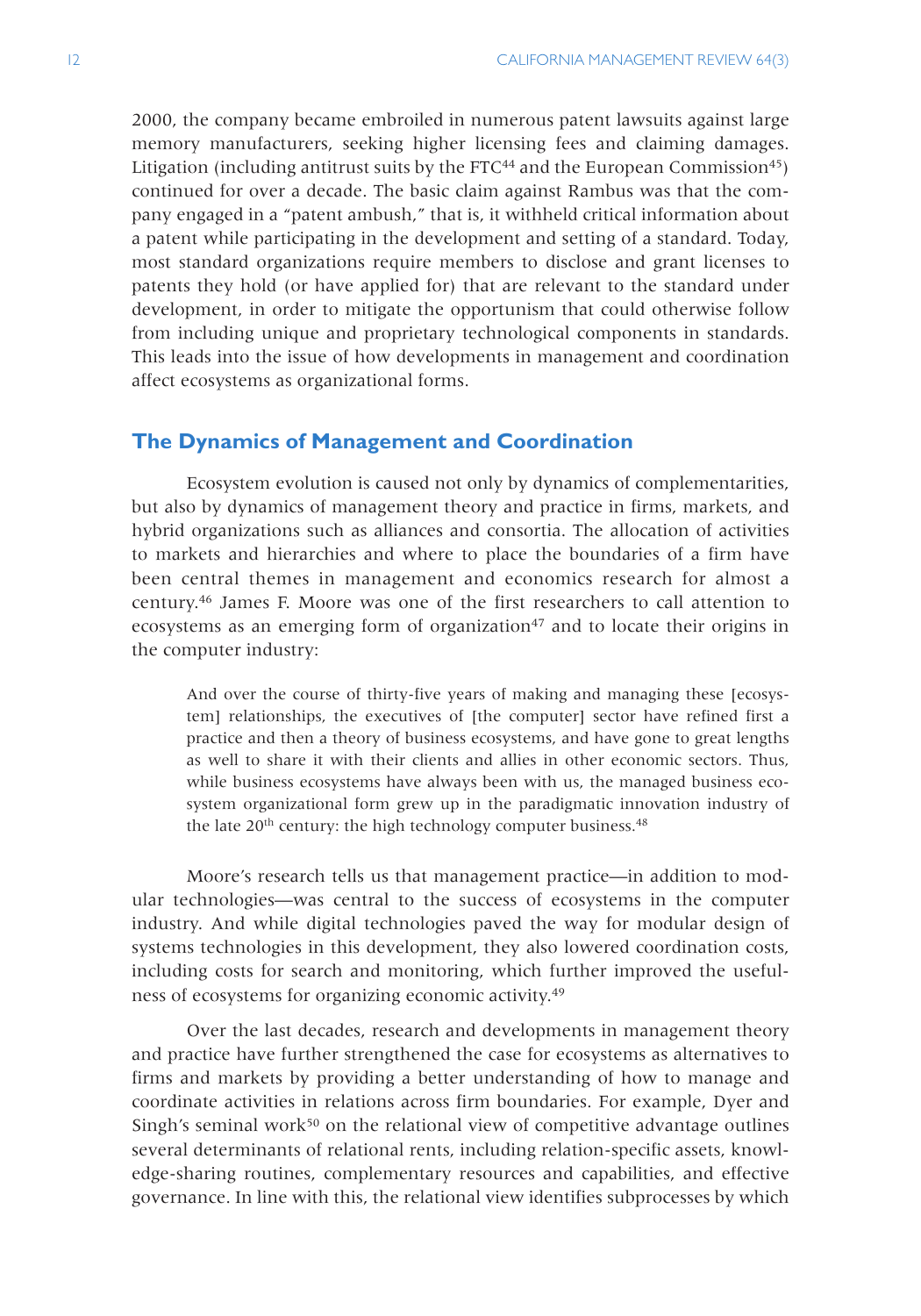2000, the company became embroiled in numerous patent lawsuits against large memory manufacturers, seeking higher licensing fees and claiming damages. Litigation (including antitrust suits by the FTC[44] and the European Commission[45]) continued for over a decade. The basic claim against Rambus was that the company engaged in a "patent ambush," that is, it withheld critical information about a patent while participating in the development and setting of a standard. Today, most standard organizations require members to disclose and grant licenses to patents they hold (or have applied for) that are relevant to the standard under development, in order to mitigate the opportunism that could otherwise follow from including unique and proprietary technological components in standards. This leads into the issue of how developments in management and coordination affect ecosystems as organizational forms.

## The Dynamics of Management and Coordination

Ecosystem evolution is caused not only by dynamics of complementarities, but also by dynamics of management theory and practice in firms, markets, and hybrid organizations such as alliances and consortia. The allocation of activities to markets and hierarchies and where to place the boundaries of a firm have been central themes in management and economics research for almost a century.[46] James F. Moore was one of the first researchers to call attention to ecosystems as an emerging form of organization[47] and to locate their origins in the computer industry:

> And over the course of thirty-five years of making and managing these [ecosystem] relationships, the executives of [the computer] sector have refined first a practice and then a theory of business ecosystems, and have gone to great lengths as well to share it with their clients and allies in other economic sectors. Thus, while business ecosystems have always been with us, the managed business ecosystem organizational form grew up in the paradigmatic innovation industry of the late 20th century: the high technology computer business.[48]

Moore's research tells us that management practice—in addition to modular technologies—was central to the success of ecosystems in the computer industry. And while digital technologies paved the way for modular design of systems technologies in this development, they also lowered coordination costs, including costs for search and monitoring, which further improved the usefulness of ecosystems for organizing economic activity.[49]

Over the last decades, research and developments in management theory and practice have further strengthened the case for ecosystems as alternatives to firms and markets by providing a better understanding of how to manage and coordinate activities in relations across firm boundaries. For example, Dyer and Singh's seminal work[50] on the relational view of competitive advantage outlines several determinants of relational rents, including relation-specific assets, knowledge-sharing routines, complementary resources and capabilities, and effective governance. In line with this, the relational view identifies subprocesses by which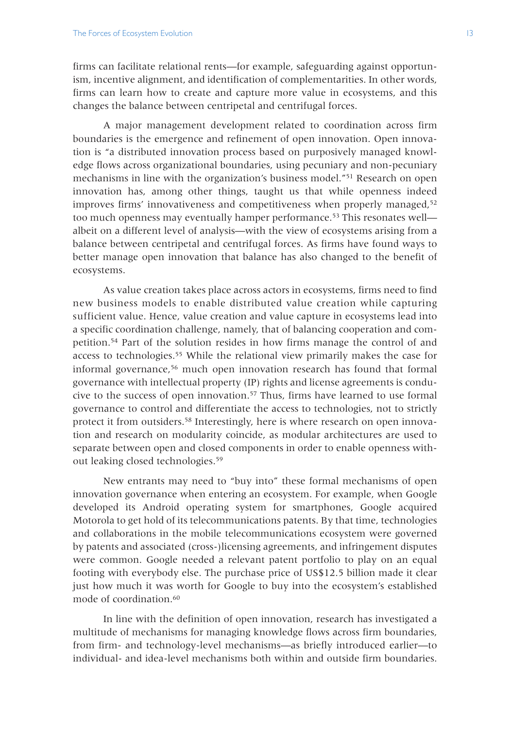firms can facilitate relational rents—for example, safeguarding against opportunism, incentive alignment, and identification of complementarities. In other words, firms can learn how to create and capture more value in ecosystems, and this changes the balance between centripetal and centrifugal forces.

A major management development related to coordination across firm boundaries is the emergence and refinement of open innovation. Open innovation is "a distributed innovation process based on purposively managed knowledge flows across organizational boundaries, using pecuniary and non-pecuniary mechanisms in line with the organization's business model."[51] Research on open innovation has, among other things, taught us that while openness indeed improves firms' innovativeness and competitiveness when properly managed,[52] too much openness may eventually hamper performance.[53] This resonates well—albeit on a different level of analysis—with the view of ecosystems arising from a balance between centripetal and centrifugal forces. As firms have found ways to better manage open innovation that balance has also changed to the benefit of ecosystems.

As value creation takes place across actors in ecosystems, firms need to find new business models to enable distributed value creation while capturing sufficient value. Hence, value creation and value capture in ecosystems lead into a specific coordination challenge, namely, that of balancing cooperation and competition.[54] Part of the solution resides in how firms manage the control of and access to technologies.[55] While the relational view primarily makes the case for informal governance,[56] much open innovation research has found that formal governance with intellectual property (IP) rights and license agreements is conducive to the success of open innovation.[57] Thus, firms have learned to use formal governance to control and differentiate the access to technologies, not to strictly protect it from outsiders.[58] Interestingly, here is where research on open innovation and research on modularity coincide, as modular architectures are used to separate between open and closed components in order to enable openness without leaking closed technologies.[59]

New entrants may need to "buy into" these formal mechanisms of open innovation governance when entering an ecosystem. For example, when Google developed its Android operating system for smartphones, Google acquired Motorola to get hold of its telecommunications patents. By that time, technologies and collaborations in the mobile telecommunications ecosystem were governed by patents and associated (cross-)licensing agreements, and infringement disputes were common. Google needed a relevant patent portfolio to play on an equal footing with everybody else. The purchase price of US$12.5 billion made it clear just how much it was worth for Google to buy into the ecosystem's established mode of coordination.[60]

In line with the definition of open innovation, research has investigated a multitude of mechanisms for managing knowledge flows across firm boundaries, from firm- and technology-level mechanisms—as briefly introduced earlier—to individual- and idea-level mechanisms both within and outside firm boundaries.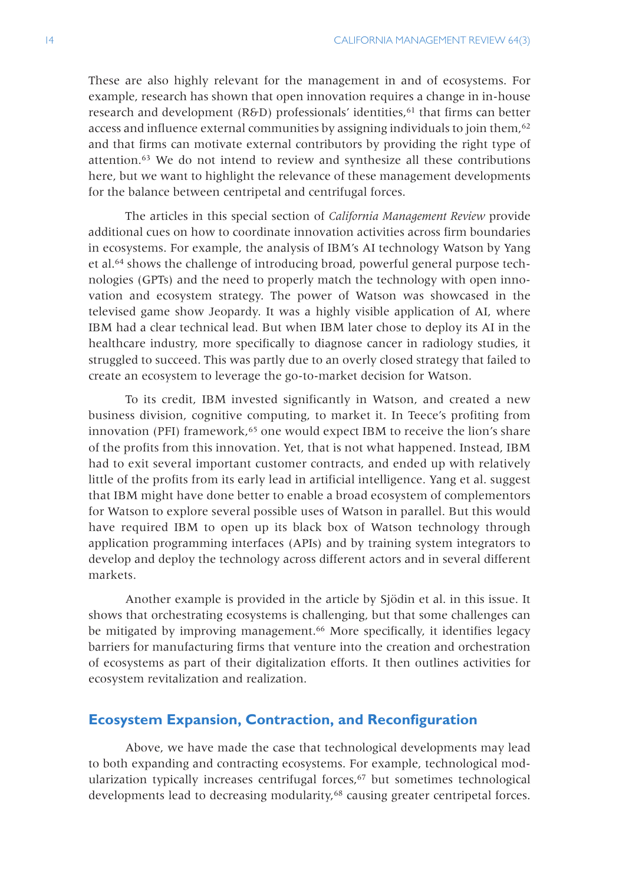These are also highly relevant for the management in and of ecosystems. For example, research has shown that open innovation requires a change in in-house research and development (R&D) professionals' identities,[61] that firms can better access and influence external communities by assigning individuals to join them,[62] and that firms can motivate external contributors by providing the right type of attention.[63] We do not intend to review and synthesize all these contributions here, but we want to highlight the relevance of these management developments for the balance between centripetal and centrifugal forces.

The articles in this special section of *California Management Review* provide additional cues on how to coordinate innovation activities across firm boundaries in ecosystems. For example, the analysis of IBM's AI technology Watson by Yang et al.[64] shows the challenge of introducing broad, powerful general purpose technologies (GPTs) and the need to properly match the technology with open innovation and ecosystem strategy. The power of Watson was showcased in the televised game show Jeopardy. It was a highly visible application of AI, where IBM had a clear technical lead. But when IBM later chose to deploy its AI in the healthcare industry, more specifically to diagnose cancer in radiology studies, it struggled to succeed. This was partly due to an overly closed strategy that failed to create an ecosystem to leverage the go-to-market decision for Watson.

To its credit, IBM invested significantly in Watson, and created a new business division, cognitive computing, to market it. In Teece's profiting from innovation (PFI) framework,[65] one would expect IBM to receive the lion's share of the profits from this innovation. Yet, that is not what happened. Instead, IBM had to exit several important customer contracts, and ended up with relatively little of the profits from its early lead in artificial intelligence. Yang et al. suggest that IBM might have done better to enable a broad ecosystem of complementors for Watson to explore several possible uses of Watson in parallel. But this would have required IBM to open up its black box of Watson technology through application programming interfaces (APIs) and by training system integrators to develop and deploy the technology across different actors and in several different markets.

Another example is provided in the article by Sjödin et al. in this issue. It shows that orchestrating ecosystems is challenging, but that some challenges can be mitigated by improving management.[66] More specifically, it identifies legacy barriers for manufacturing firms that venture into the creation and orchestration of ecosystems as part of their digitalization efforts. It then outlines activities for ecosystem revitalization and realization.

## Ecosystem Expansion, Contraction, and Reconfiguration

Above, we have made the case that technological developments may lead to both expanding and contracting ecosystems. For example, technological modularization typically increases centrifugal forces,[67] but sometimes technological developments lead to decreasing modularity,[68] causing greater centripetal forces.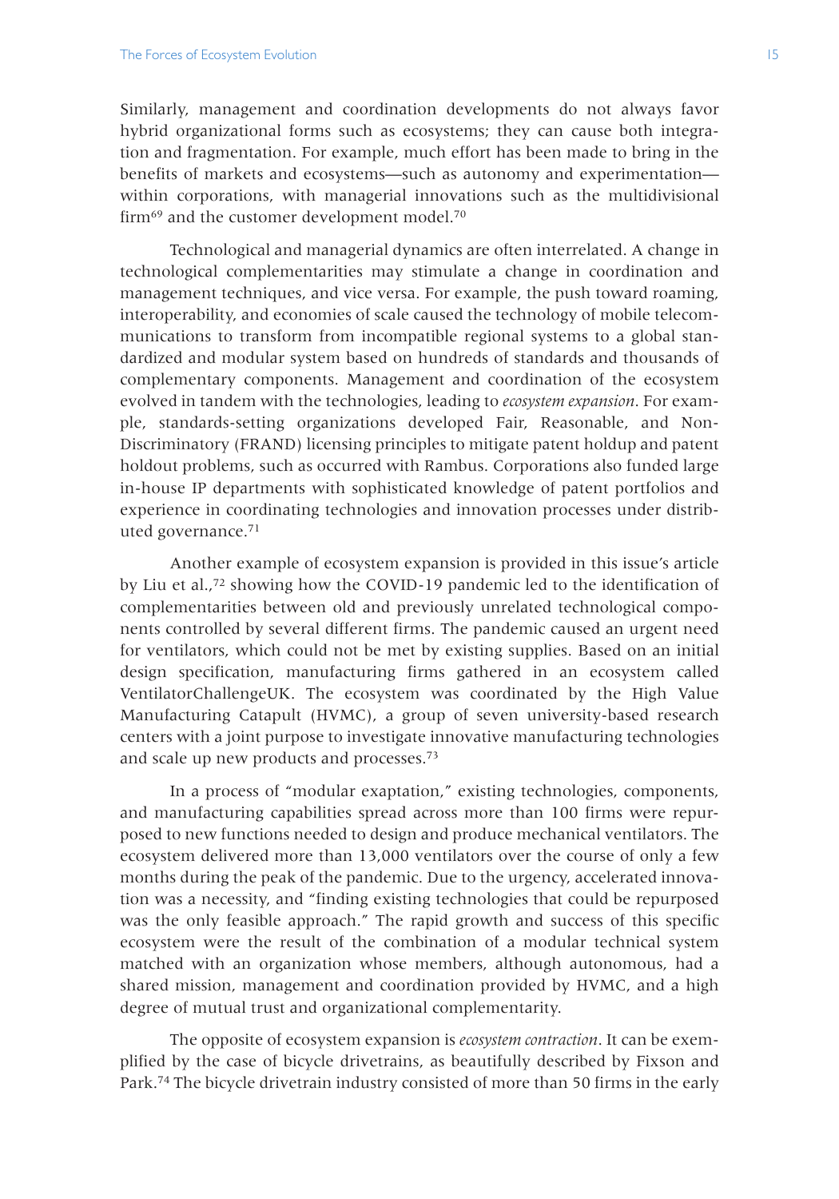Similarly, management and coordination developments do not always favor hybrid organizational forms such as ecosystems; they can cause both integration and fragmentation. For example, much effort has been made to bring in the benefits of markets and ecosystems—such as autonomy and experimentation—within corporations, with managerial innovations such as the multidivisional firm[69] and the customer development model.[70]

Technological and managerial dynamics are often interrelated. A change in technological complementarities may stimulate a change in coordination and management techniques, and vice versa. For example, the push toward roaming, interoperability, and economies of scale caused the technology of mobile telecommunications to transform from incompatible regional systems to a global standardized and modular system based on hundreds of standards and thousands of complementary components. Management and coordination of the ecosystem evolved in tandem with the technologies, leading to *ecosystem expansion*. For example, standards-setting organizations developed Fair, Reasonable, and Non-Discriminatory (FRAND) licensing principles to mitigate patent holdup and patent holdout problems, such as occurred with Rambus. Corporations also funded large in-house IP departments with sophisticated knowledge of patent portfolios and experience in coordinating technologies and innovation processes under distributed governance.[71]

Another example of ecosystem expansion is provided in this issue's article by Liu et al.,[72] showing how the COVID-19 pandemic led to the identification of complementarities between old and previously unrelated technological components controlled by several different firms. The pandemic caused an urgent need for ventilators, which could not be met by existing supplies. Based on an initial design specification, manufacturing firms gathered in an ecosystem called VentilatorChallengeUK. The ecosystem was coordinated by the High Value Manufacturing Catapult (HVMC), a group of seven university-based research centers with a joint purpose to investigate innovative manufacturing technologies and scale up new products and processes.[73]

In a process of "modular exaptation," existing technologies, components, and manufacturing capabilities spread across more than 100 firms were repurposed to new functions needed to design and produce mechanical ventilators. The ecosystem delivered more than 13,000 ventilators over the course of only a few months during the peak of the pandemic. Due to the urgency, accelerated innovation was a necessity, and "finding existing technologies that could be repurposed was the only feasible approach." The rapid growth and success of this specific ecosystem were the result of the combination of a modular technical system matched with an organization whose members, although autonomous, had a shared mission, management and coordination provided by HVMC, and a high degree of mutual trust and organizational complementarity.

The opposite of ecosystem expansion is *ecosystem contraction*. It can be exemplified by the case of bicycle drivetrains, as beautifully described by Fixson and Park.[74] The bicycle drivetrain industry consisted of more than 50 firms in the early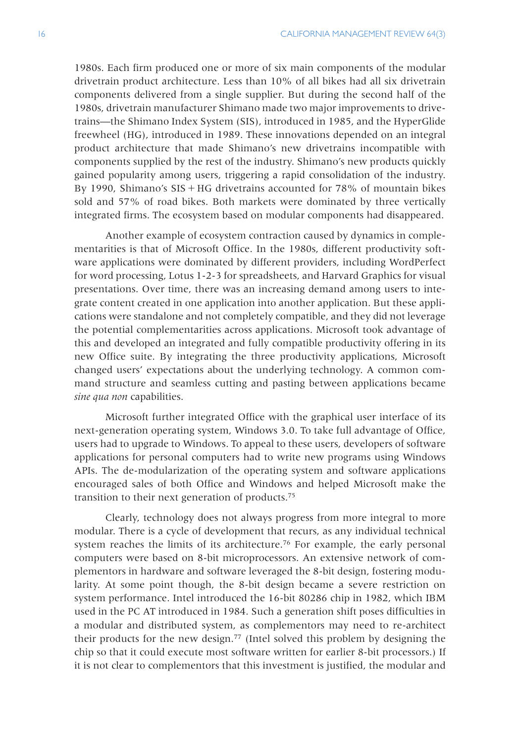1980s. Each firm produced one or more of six main components of the modular drivetrain product architecture. Less than 10% of all bikes had all six drivetrain components delivered from a single supplier. But during the second half of the 1980s, drivetrain manufacturer Shimano made two major improvements to drivetrains—the Shimano Index System (SIS), introduced in 1985, and the HyperGlide freewheel (HG), introduced in 1989. These innovations depended on an integral product architecture that made Shimano's new drivetrains incompatible with components supplied by the rest of the industry. Shimano's new products quickly gained popularity among users, triggering a rapid consolidation of the industry. By 1990, Shimano's SIS + HG drivetrains accounted for 78% of mountain bikes sold and 57% of road bikes. Both markets were dominated by three vertically integrated firms. The ecosystem based on modular components had disappeared.

Another example of ecosystem contraction caused by dynamics in complementarities is that of Microsoft Office. In the 1980s, different productivity software applications were dominated by different providers, including WordPerfect for word processing, Lotus 1-2-3 for spreadsheets, and Harvard Graphics for visual presentations. Over time, there was an increasing demand among users to integrate content created in one application into another application. But these applications were standalone and not completely compatible, and they did not leverage the potential complementarities across applications. Microsoft took advantage of this and developed an integrated and fully compatible productivity offering in its new Office suite. By integrating the three productivity applications, Microsoft changed users' expectations about the underlying technology. A common command structure and seamless cutting and pasting between applications became *sine qua non* capabilities.

Microsoft further integrated Office with the graphical user interface of its next-generation operating system, Windows 3.0. To take full advantage of Office, users had to upgrade to Windows. To appeal to these users, developers of software applications for personal computers had to write new programs using Windows APIs. The de-modularization of the operating system and software applications encouraged sales of both Office and Windows and helped Microsoft make the transition to their next generation of products.[75]

Clearly, technology does not always progress from more integral to more modular. There is a cycle of development that recurs, as any individual technical system reaches the limits of its architecture.[76] For example, the early personal computers were based on 8-bit microprocessors. An extensive network of complementors in hardware and software leveraged the 8-bit design, fostering modularity. At some point though, the 8-bit design became a severe restriction on system performance. Intel introduced the 16-bit 80286 chip in 1982, which IBM used in the PC AT introduced in 1984. Such a generation shift poses difficulties in a modular and distributed system, as complementors may need to re-architect their products for the new design.[77] (Intel solved this problem by designing the chip so that it could execute most software written for earlier 8-bit processors.) If it is not clear to complementors that this investment is justified, the modular and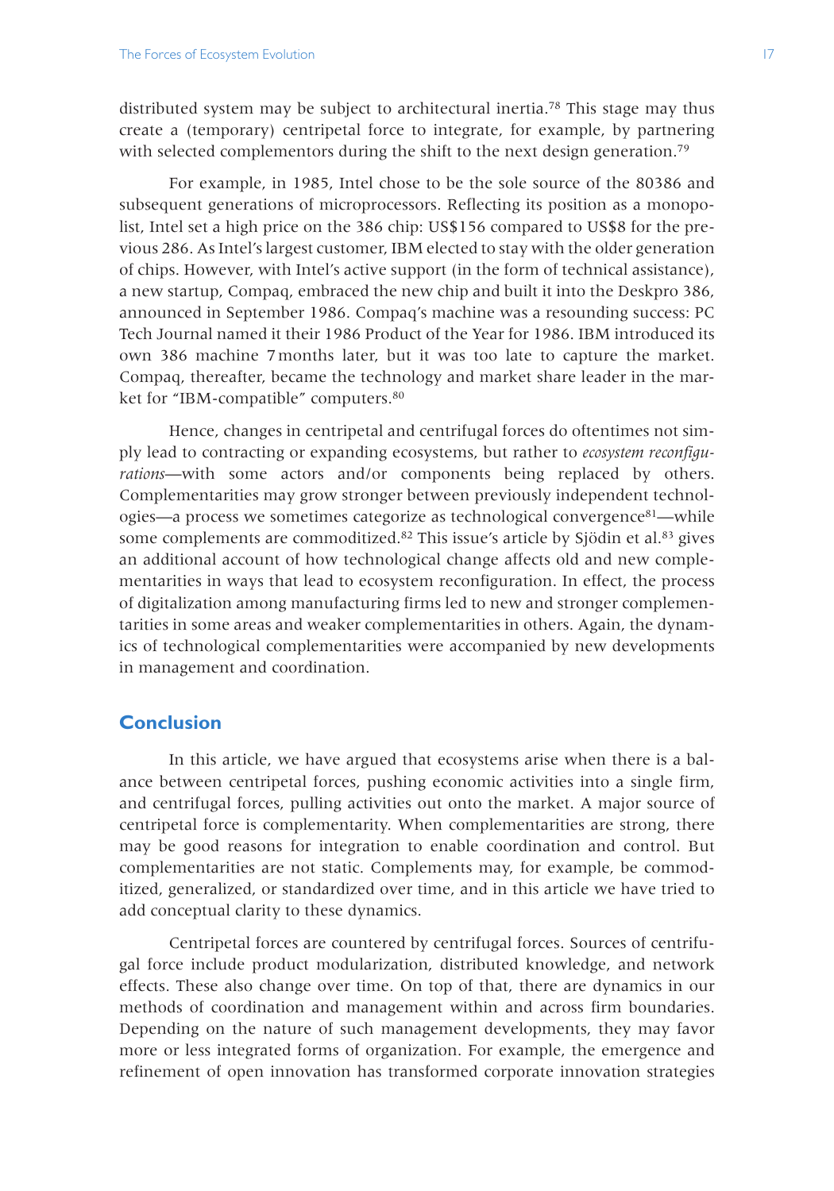distributed system may be subject to architectural inertia.[78] This stage may thus create a (temporary) centripetal force to integrate, for example, by partnering with selected complementors during the shift to the next design generation.[79]

For example, in 1985, Intel chose to be the sole source of the 80386 and subsequent generations of microprocessors. Reflecting its position as a monopolist, Intel set a high price on the 386 chip: US$156 compared to US$8 for the previous 286. As Intel's largest customer, IBM elected to stay with the older generation of chips. However, with Intel's active support (in the form of technical assistance), a new startup, Compaq, embraced the new chip and built it into the Deskpro 386, announced in September 1986. Compaq's machine was a resounding success: PC Tech Journal named it their 1986 Product of the Year for 1986. IBM introduced its own 386 machine 7 months later, but it was too late to capture the market. Compaq, thereafter, became the technology and market share leader in the market for "IBM-compatible" computers.[80]

Hence, changes in centripetal and centrifugal forces do oftentimes not simply lead to contracting or expanding ecosystems, but rather to *ecosystem reconfigurations*—with some actors and/or components being replaced by others. Complementarities may grow stronger between previously independent technologies—a process we sometimes categorize as technological convergence[81]—while some complements are commoditized.[82] This issue's article by Sjödin et al.[83] gives an additional account of how technological change affects old and new complementarities in ways that lead to ecosystem reconfiguration. In effect, the process of digitalization among manufacturing firms led to new and stronger complementarities in some areas and weaker complementarities in others. Again, the dynamics of technological complementarities were accompanied by new developments in management and coordination.

## Conclusion

In this article, we have argued that ecosystems arise when there is a balance between centripetal forces, pushing economic activities into a single firm, and centrifugal forces, pulling activities out onto the market. A major source of centripetal force is complementarity. When complementarities are strong, there may be good reasons for integration to enable coordination and control. But complementarities are not static. Complements may, for example, be commoditized, generalized, or standardized over time, and in this article we have tried to add conceptual clarity to these dynamics.

Centripetal forces are countered by centrifugal forces. Sources of centrifugal force include product modularization, distributed knowledge, and network effects. These also change over time. On top of that, there are dynamics in our methods of coordination and management within and across firm boundaries. Depending on the nature of such management developments, they may favor more or less integrated forms of organization. For example, the emergence and refinement of open innovation has transformed corporate innovation strategies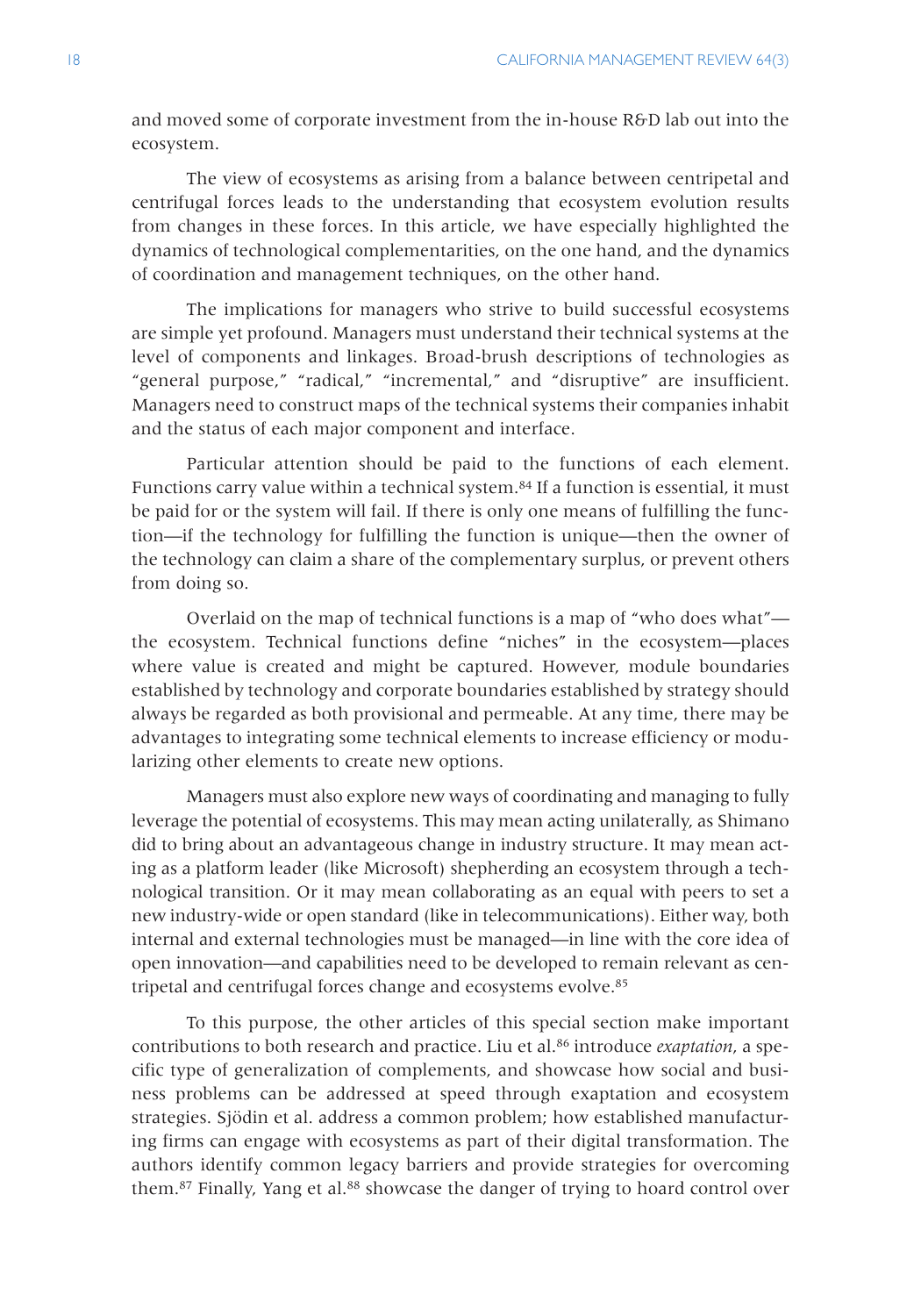and moved some of corporate investment from the in-house R&D lab out into the ecosystem.

The view of ecosystems as arising from a balance between centripetal and centrifugal forces leads to the understanding that ecosystem evolution results from changes in these forces. In this article, we have especially highlighted the dynamics of technological complementarities, on the one hand, and the dynamics of coordination and management techniques, on the other hand.

The implications for managers who strive to build successful ecosystems are simple yet profound. Managers must understand their technical systems at the level of components and linkages. Broad-brush descriptions of technologies as "general purpose," "radical," "incremental," and "disruptive" are insufficient. Managers need to construct maps of the technical systems their companies inhabit and the status of each major component and interface.

Particular attention should be paid to the functions of each element. Functions carry value within a technical system.[84] If a function is essential, it must be paid for or the system will fail. If there is only one means of fulfilling the function—if the technology for fulfilling the function is unique—then the owner of the technology can claim a share of the complementary surplus, or prevent others from doing so.

Overlaid on the map of technical functions is a map of "who does what"—the ecosystem. Technical functions define "niches" in the ecosystem—places where value is created and might be captured. However, module boundaries established by technology and corporate boundaries established by strategy should always be regarded as both provisional and permeable. At any time, there may be advantages to integrating some technical elements to increase efficiency or modularizing other elements to create new options.

Managers must also explore new ways of coordinating and managing to fully leverage the potential of ecosystems. This may mean acting unilaterally, as Shimano did to bring about an advantageous change in industry structure. It may mean acting as a platform leader (like Microsoft) shepherding an ecosystem through a technological transition. Or it may mean collaborating as an equal with peers to set a new industry-wide or open standard (like in telecommunications). Either way, both internal and external technologies must be managed—in line with the core idea of open innovation—and capabilities need to be developed to remain relevant as centripetal and centrifugal forces change and ecosystems evolve.[85]

To this purpose, the other articles of this special section make important contributions to both research and practice. Liu et al.[86] introduce *exaptation*, a specific type of generalization of complements, and showcase how social and business problems can be addressed at speed through exaptation and ecosystem strategies. Sjödin et al. address a common problem; how established manufacturing firms can engage with ecosystems as part of their digital transformation. The authors identify common legacy barriers and provide strategies for overcoming them.[87] Finally, Yang et al.[88] showcase the danger of trying to hoard control over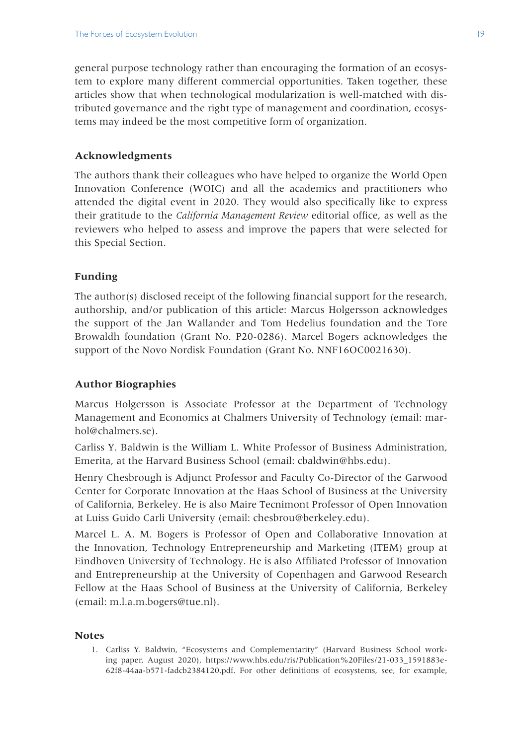general purpose technology rather than encouraging the formation of an ecosystem to explore many different commercial opportunities. Taken together, these articles show that when technological modularization is well-matched with distributed governance and the right type of management and coordination, ecosystems may indeed be the most competitive form of organization.

## Acknowledgments

The authors thank their colleagues who have helped to organize the World Open Innovation Conference (WOIC) and all the academics and practitioners who attended the digital event in 2020. They would also specifically like to express their gratitude to the *California Management Review* editorial office, as well as the reviewers who helped to assess and improve the papers that were selected for this Special Section.

## Funding

The author(s) disclosed receipt of the following financial support for the research, authorship, and/or publication of this article: Marcus Holgersson acknowledges the support of the Jan Wallander and Tom Hedelius foundation and the Tore Browaldh foundation (Grant No. P20-0286). Marcel Bogers acknowledges the support of the Novo Nordisk Foundation (Grant No. NNF16OC0021630).

## Author Biographies

Marcus Holgersson is Associate Professor at the Department of Technology Management and Economics at Chalmers University of Technology (email: marhol@chalmers.se).

Carliss Y. Baldwin is the William L. White Professor of Business Administration, Emerita, at the Harvard Business School (email: cbaldwin@hbs.edu).

Henry Chesbrough is Adjunct Professor and Faculty Co-Director of the Garwood Center for Corporate Innovation at the Haas School of Business at the University of California, Berkeley. He is also Maire Tecnimont Professor of Open Innovation at Luiss Guido Carli University (email: chesbrou@berkeley.edu).

Marcel L. A. M. Bogers is Professor of Open and Collaborative Innovation at the Innovation, Technology Entrepreneurship and Marketing (ITEM) group at Eindhoven University of Technology. He is also Affiliated Professor of Innovation and Entrepreneurship at the University of Copenhagen and Garwood Research Fellow at the Haas School of Business at the University of California, Berkeley (email: m.l.a.m.bogers@tue.nl).

## Notes

1. Carliss Y. Baldwin, "Ecosystems and Complementarity" (Harvard Business School working paper, August 2020), https://www.hbs.edu/ris/Publication%20Files/21-033_1591883e-62f8-44aa-b571-fadcb2384120.pdf. For other definitions of ecosystems, see, for example,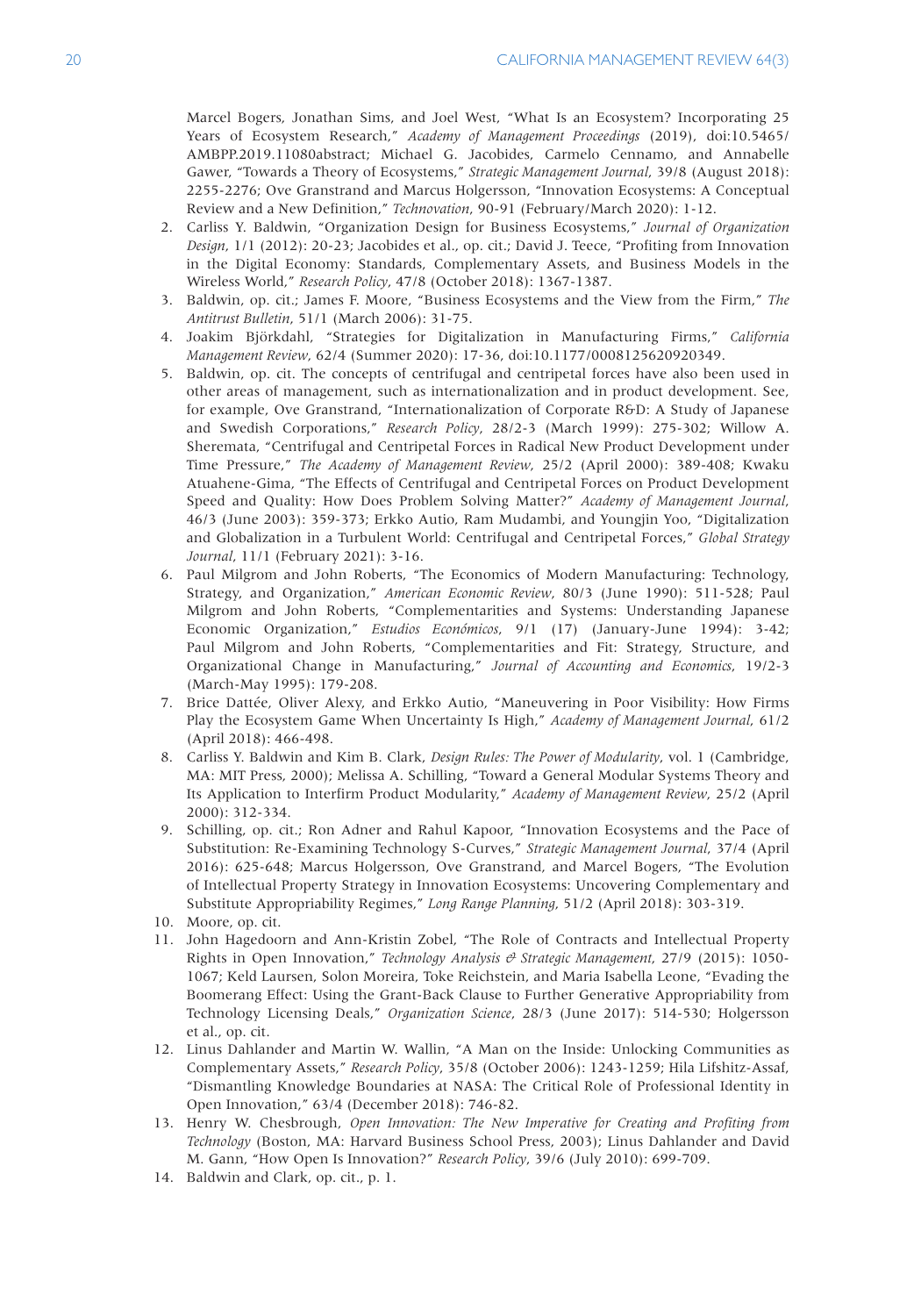Marcel Bogers, Jonathan Sims, and Joel West, "What Is an Ecosystem? Incorporating 25 Years of Ecosystem Research," *Academy of Management Proceedings* (2019), doi:10.5465/AMBPP.2019.11080abstract; Michael G. Jacobides, Carmelo Cennamo, and Annabelle Gawer, "Towards a Theory of Ecosystems," *Strategic Management Journal*, 39/8 (August 2018): 2255-2276; Ove Granstrand and Marcus Holgersson, "Innovation Ecosystems: A Conceptual Review and a New Definition," *Technovation*, 90-91 (February/March 2020): 1-12.

2. Carliss Y. Baldwin, "Organization Design for Business Ecosystems," *Journal of Organization Design*, 1/1 (2012): 20-23; Jacobides et al., op. cit.; David J. Teece, "Profiting from Innovation in the Digital Economy: Standards, Complementary Assets, and Business Models in the Wireless World," *Research Policy*, 47/8 (October 2018): 1367-1387.
3. Baldwin, op. cit.; James F. Moore, "Business Ecosystems and the View from the Firm," *The Antitrust Bulletin*, 51/1 (March 2006): 31-75.
4. Joakim Björkdahl, "Strategies for Digitalization in Manufacturing Firms," *California Management Review*, 62/4 (Summer 2020): 17-36, doi:10.1177/0008125620920349.
5. Baldwin, op. cit. The concepts of centrifugal and centripetal forces have also been used in other areas of management, such as internationalization and in product development. See, for example, Ove Granstrand, "Internationalization of Corporate R&D: A Study of Japanese and Swedish Corporations," *Research Policy*, 28/2-3 (March 1999): 275-302; Willow A. Sheremata, "Centrifugal and Centripetal Forces in Radical New Product Development under Time Pressure," *The Academy of Management Review*, 25/2 (April 2000): 389-408; Kwaku Atuahene-Gima, "The Effects of Centrifugal and Centripetal Forces on Product Development Speed and Quality: How Does Problem Solving Matter?" *Academy of Management Journal*, 46/3 (June 2003): 359-373; Erkko Autio, Ram Mudambi, and Youngjin Yoo, "Digitalization and Globalization in a Turbulent World: Centrifugal and Centripetal Forces," *Global Strategy Journal*, 11/1 (February 2021): 3-16.
6. Paul Milgrom and John Roberts, "The Economics of Modern Manufacturing: Technology, Strategy, and Organization," *American Economic Review*, 80/3 (June 1990): 511-528; Paul Milgrom and John Roberts, "Complementarities and Systems: Understanding Japanese Economic Organization," *Estudios Económicos*, 9/1 (17) (January-June 1994): 3-42; Paul Milgrom and John Roberts, "Complementarities and Fit: Strategy, Structure, and Organizational Change in Manufacturing," *Journal of Accounting and Economics*, 19/2-3 (March-May 1995): 179-208.
7. Brice Dattée, Oliver Alexy, and Erkko Autio, "Maneuvering in Poor Visibility: How Firms Play the Ecosystem Game When Uncertainty Is High," *Academy of Management Journal*, 61/2 (April 2018): 466-498.
8. Carliss Y. Baldwin and Kim B. Clark, *Design Rules: The Power of Modularity*, vol. 1 (Cambridge, MA: MIT Press, 2000); Melissa A. Schilling, "Toward a General Modular Systems Theory and Its Application to Interfirm Product Modularity," *Academy of Management Review*, 25/2 (April 2000): 312-334.
9. Schilling, op. cit.; Ron Adner and Rahul Kapoor, "Innovation Ecosystems and the Pace of Substitution: Re-Examining Technology S-Curves," *Strategic Management Journal*, 37/4 (April 2016): 625-648; Marcus Holgersson, Ove Granstrand, and Marcel Bogers, "The Evolution of Intellectual Property Strategy in Innovation Ecosystems: Uncovering Complementary and Substitute Appropriability Regimes," *Long Range Planning*, 51/2 (April 2018): 303-319.
10. Moore, op. cit.
11. John Hagedoorn and Ann-Kristin Zobel, "The Role of Contracts and Intellectual Property Rights in Open Innovation," *Technology Analysis & Strategic Management*, 27/9 (2015): 1050-1067; Keld Laursen, Solon Moreira, Toke Reichstein, and Maria Isabella Leone, "Evading the Boomerang Effect: Using the Grant-Back Clause to Further Generative Appropriability from Technology Licensing Deals," *Organization Science*, 28/3 (June 2017): 514-530; Holgersson et al., op. cit.
12. Linus Dahlander and Martin W. Wallin, "A Man on the Inside: Unlocking Communities as Complementary Assets," *Research Policy*, 35/8 (October 2006): 1243-1259; Hila Lifshitz-Assaf, "Dismantling Knowledge Boundaries at NASA: The Critical Role of Professional Identity in Open Innovation," 63/4 (December 2018): 746-82.
13. Henry W. Chesbrough, *Open Innovation: The New Imperative for Creating and Profiting from Technology* (Boston, MA: Harvard Business School Press, 2003); Linus Dahlander and David M. Gann, "How Open Is Innovation?" *Research Policy*, 39/6 (July 2010): 699-709.
14. Baldwin and Clark, op. cit., p. 1.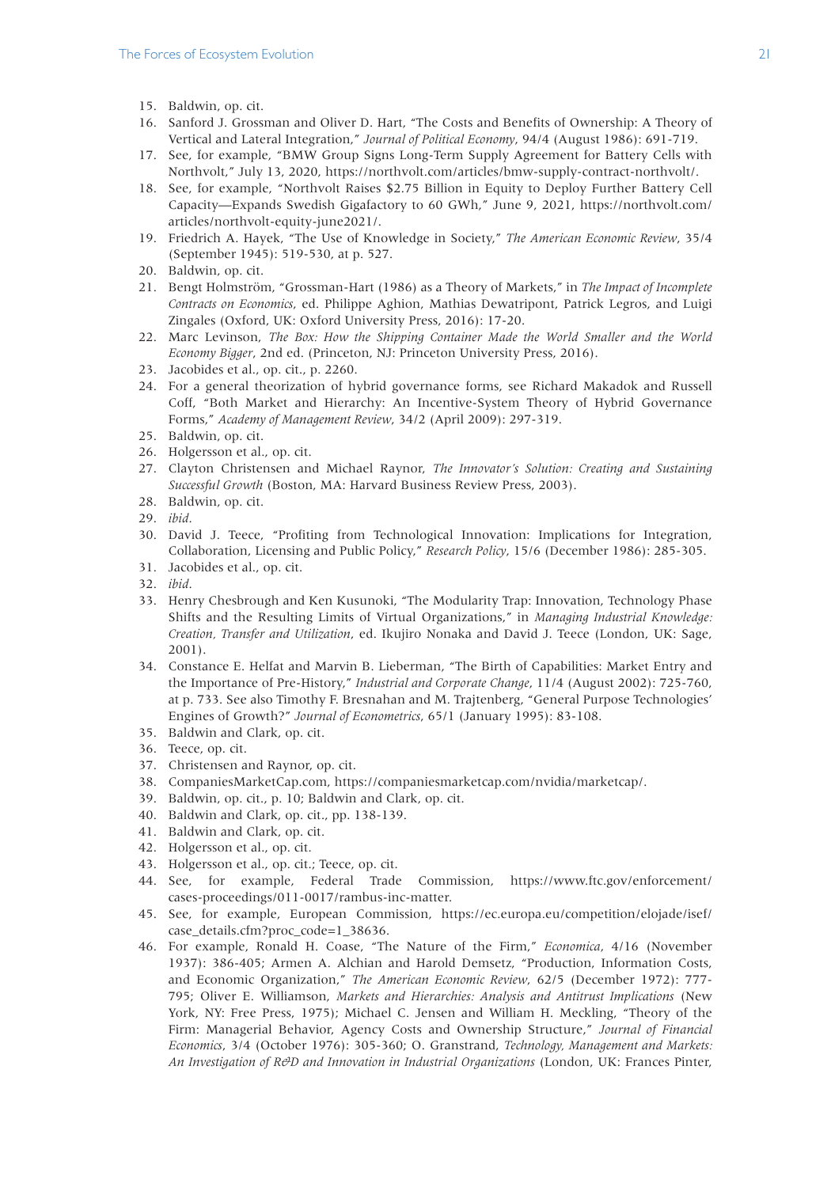15. Baldwin, op. cit.
16. Sanford J. Grossman and Oliver D. Hart, “The Costs and Benefits of Ownership: A Theory of Vertical and Lateral Integration,” *Journal of Political Economy*, 94/4 (August 1986): 691-719.
17. See, for example, “BMW Group Signs Long-Term Supply Agreement for Battery Cells with Northvolt,” July 13, 2020, https://northvolt.com/articles/bmw-supply-contract-northvolt/.
18. See, for example, “Northvolt Raises $2.75 Billion in Equity to Deploy Further Battery Cell Capacity—Expands Swedish Gigafactory to 60 GWh,” June 9, 2021, https://northvolt.com/articles/northvolt-equity-june2021/.
19. Friedrich A. Hayek, “The Use of Knowledge in Society,” *The American Economic Review*, 35/4 (September 1945): 519-530, at p. 527.
20. Baldwin, op. cit.
21. Bengt Holmström, “Grossman-Hart (1986) as a Theory of Markets,” in *The Impact of Incomplete Contracts on Economics*, ed. Philippe Aghion, Mathias Dewatripont, Patrick Legros, and Luigi Zingales (Oxford, UK: Oxford University Press, 2016): 17-20.
22. Marc Levinson, *The Box: How the Shipping Container Made the World Smaller and the World Economy Bigger*, 2nd ed. (Princeton, NJ: Princeton University Press, 2016).
23. Jacobides et al., op. cit., p. 2260.
24. For a general theorization of hybrid governance forms, see Richard Makadok and Russell Coff, “Both Market and Hierarchy: An Incentive-System Theory of Hybrid Governance Forms,” *Academy of Management Review*, 34/2 (April 2009): 297-319.
25. Baldwin, op. cit.
26. Holgersson et al., op. cit.
27. Clayton Christensen and Michael Raynor, *The Innovator’s Solution: Creating and Sustaining Successful Growth* (Boston, MA: Harvard Business Review Press, 2003).
28. Baldwin, op. cit.
29. *ibid.*
30. David J. Teece, “Profiting from Technological Innovation: Implications for Integration, Collaboration, Licensing and Public Policy,” *Research Policy*, 15/6 (December 1986): 285-305.
31. Jacobides et al., op. cit.
32. *ibid.*
33. Henry Chesbrough and Ken Kusunoki, “The Modularity Trap: Innovation, Technology Phase Shifts and the Resulting Limits of Virtual Organizations,” in *Managing Industrial Knowledge: Creation, Transfer and Utilization*, ed. Ikujiro Nonaka and David J. Teece (London, UK: Sage, 2001).
34. Constance E. Helfat and Marvin B. Lieberman, “The Birth of Capabilities: Market Entry and the Importance of Pre-History,” *Industrial and Corporate Change*, 11/4 (August 2002): 725-760, at p. 733. See also Timothy F. Bresnahan and M. Trajtenberg, “General Purpose Technologies’ Engines of Growth?” *Journal of Econometrics*, 65/1 (January 1995): 83-108.
35. Baldwin and Clark, op. cit.
36. Teece, op. cit.
37. Christensen and Raynor, op. cit.
38. CompaniesMarketCap.com, https://companiesmarketcap.com/nvidia/marketcap/.
39. Baldwin, op. cit., p. 10; Baldwin and Clark, op. cit.
40. Baldwin and Clark, op. cit., pp. 138-139.
41. Baldwin and Clark, op. cit.
42. Holgersson et al., op. cit.
43. Holgersson et al., op. cit.; Teece, op. cit.
44. See, for example, Federal Trade Commission, https://www.ftc.gov/enforcement/cases-proceedings/011-0017/rambus-inc-matter.
45. See, for example, European Commission, https://ec.europa.eu/competition/elojade/isef/case_details.cfm?proc_code=1_38636.
46. For example, Ronald H. Coase, “The Nature of the Firm,” *Economica*, 4/16 (November 1937): 386-405; Armen A. Alchian and Harold Demsetz, “Production, Information Costs, and Economic Organization,” *The American Economic Review*, 62/5 (December 1972): 777-795; Oliver E. Williamson, *Markets and Hierarchies: Analysis and Antitrust Implications* (New York, NY: Free Press, 1975); Michael C. Jensen and William H. Meckling, “Theory of the Firm: Managerial Behavior, Agency Costs and Ownership Structure,” *Journal of Financial Economics*, 3/4 (October 1976): 305-360; O. Granstrand, *Technology, Management and Markets: An Investigation of R&D and Innovation in Industrial Organizations* (London, UK: Frances Pinter,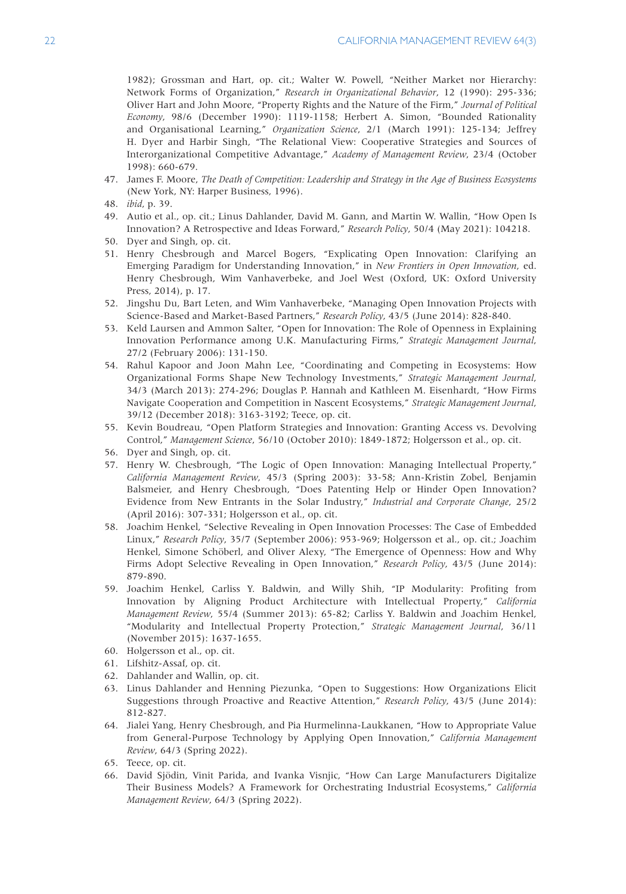1982); Grossman and Hart, op. cit.; Walter W. Powell, "Neither Market nor Hierarchy: Network Forms of Organization," *Research in Organizational Behavior*, 12 (1990): 295-336; Oliver Hart and John Moore, "Property Rights and the Nature of the Firm," *Journal of Political Economy*, 98/6 (December 1990): 1119-1158; Herbert A. Simon, "Bounded Rationality and Organisational Learning," *Organization Science*, 2/1 (March 1991): 125-134; Jeffrey H. Dyer and Harbir Singh, "The Relational View: Cooperative Strategies and Sources of Interorganizational Competitive Advantage," *Academy of Management Review*, 23/4 (October 1998): 660-679.

47. James F. Moore, *The Death of Competition: Leadership and Strategy in the Age of Business Ecosystems* (New York, NY: Harper Business, 1996).
48. *ibid*, p. 39.
49. Autio et al., op. cit.; Linus Dahlander, David M. Gann, and Martin W. Wallin, "How Open Is Innovation? A Retrospective and Ideas Forward," *Research Policy*, 50/4 (May 2021): 104218.
50. Dyer and Singh, op. cit.
51. Henry Chesbrough and Marcel Bogers, "Explicating Open Innovation: Clarifying an Emerging Paradigm for Understanding Innovation," in *New Frontiers in Open Innovation*, ed. Henry Chesbrough, Wim Vanhaverbeke, and Joel West (Oxford, UK: Oxford University Press, 2014), p. 17.
52. Jingshu Du, Bart Leten, and Wim Vanhaverbeke, "Managing Open Innovation Projects with Science-Based and Market-Based Partners," *Research Policy*, 43/5 (June 2014): 828-840.
53. Keld Laursen and Ammon Salter, "Open for Innovation: The Role of Openness in Explaining Innovation Performance among U.K. Manufacturing Firms," *Strategic Management Journal*, 27/2 (February 2006): 131-150.
54. Rahul Kapoor and Joon Mahn Lee, "Coordinating and Competing in Ecosystems: How Organizational Forms Shape New Technology Investments," *Strategic Management Journal*, 34/3 (March 2013): 274-296; Douglas P. Hannah and Kathleen M. Eisenhardt, "How Firms Navigate Cooperation and Competition in Nascent Ecosystems," *Strategic Management Journal*, 39/12 (December 2018): 3163-3192; Teece, op. cit.
55. Kevin Boudreau, "Open Platform Strategies and Innovation: Granting Access vs. Devolving Control," *Management Science*, 56/10 (October 2010): 1849-1872; Holgersson et al., op. cit.
56. Dyer and Singh, op. cit.
57. Henry W. Chesbrough, "The Logic of Open Innovation: Managing Intellectual Property," *California Management Review*, 45/3 (Spring 2003): 33-58; Ann-Kristin Zobel, Benjamin Balsmeier, and Henry Chesbrough, "Does Patenting Help or Hinder Open Innovation? Evidence from New Entrants in the Solar Industry," *Industrial and Corporate Change*, 25/2 (April 2016): 307-331; Holgersson et al., op. cit.
58. Joachim Henkel, "Selective Revealing in Open Innovation Processes: The Case of Embedded Linux," *Research Policy*, 35/7 (September 2006): 953-969; Holgersson et al., op. cit.; Joachim Henkel, Simone Schöberl, and Oliver Alexy, "The Emergence of Openness: How and Why Firms Adopt Selective Revealing in Open Innovation," *Research Policy*, 43/5 (June 2014): 879-890.
59. Joachim Henkel, Carliss Y. Baldwin, and Willy Shih, "IP Modularity: Profiting from Innovation by Aligning Product Architecture with Intellectual Property," *California Management Review*, 55/4 (Summer 2013): 65-82; Carliss Y. Baldwin and Joachim Henkel, "Modularity and Intellectual Property Protection," *Strategic Management Journal*, 36/11 (November 2015): 1637-1655.
60. Holgersson et al., op. cit.
61. Lifshitz-Assaf, op. cit.
62. Dahlander and Wallin, op. cit.
63. Linus Dahlander and Henning Piezunka, "Open to Suggestions: How Organizations Elicit Suggestions through Proactive and Reactive Attention," *Research Policy*, 43/5 (June 2014): 812-827.
64. Jialei Yang, Henry Chesbrough, and Pia Hurmelinna-Laukkanen, "How to Appropriate Value from General-Purpose Technology by Applying Open Innovation," *California Management Review*, 64/3 (Spring 2022).
65. Teece, op. cit.
66. David Sjödin, Vinit Parida, and Ivanka Visnjic, "How Can Large Manufacturers Digitalize Their Business Models? A Framework for Orchestrating Industrial Ecosystems," *California Management Review*, 64/3 (Spring 2022).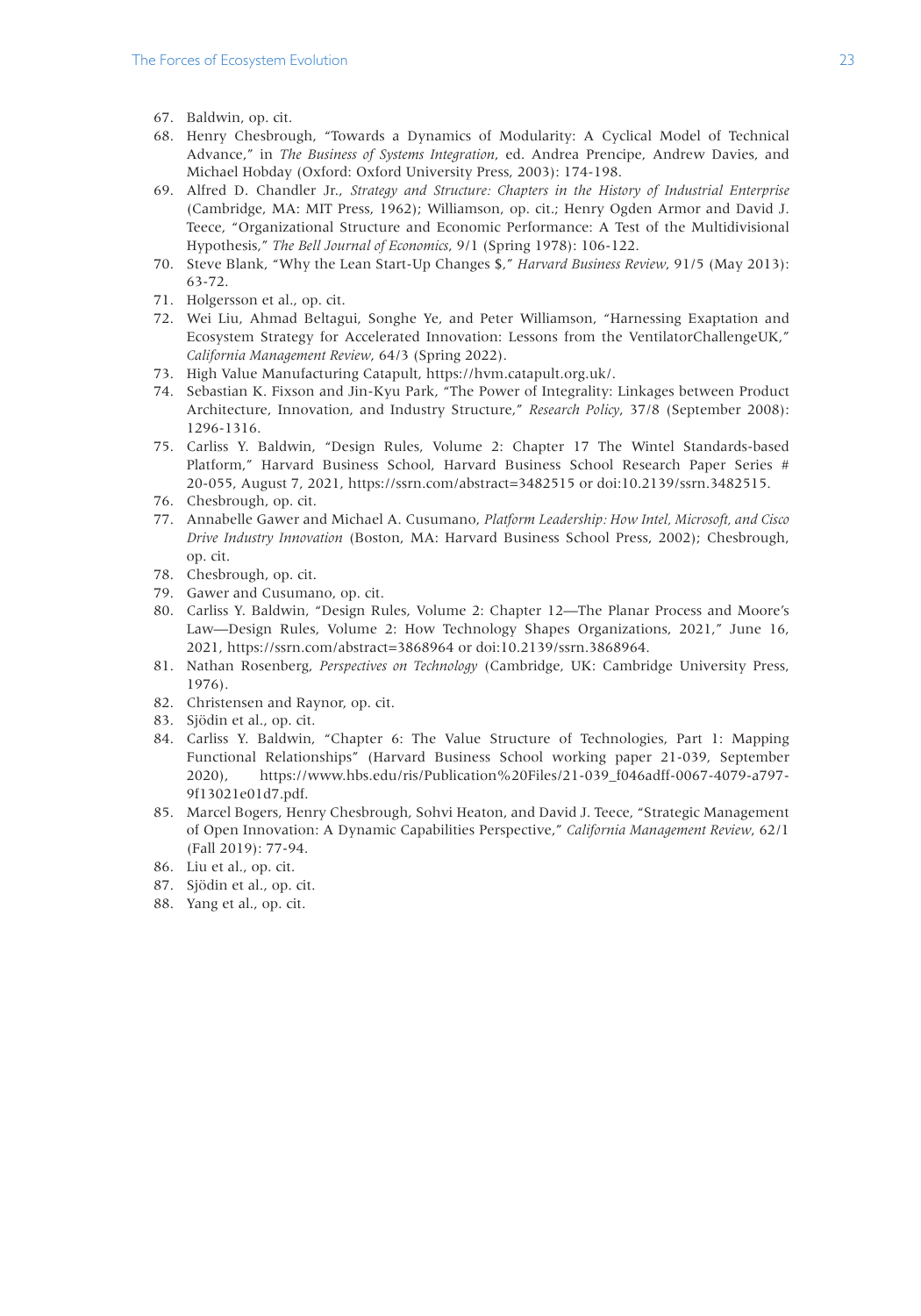67. Baldwin, op. cit.
68. Henry Chesbrough, “Towards a Dynamics of Modularity: A Cyclical Model of Technical Advance,” in *The Business of Systems Integration*, ed. Andrea Prencipe, Andrew Davies, and Michael Hobday (Oxford: Oxford University Press, 2003): 174-198.
69. Alfred D. Chandler Jr., *Strategy and Structure: Chapters in the History of Industrial Enterprise* (Cambridge, MA: MIT Press, 1962); Williamson, op. cit.; Henry Ogden Armor and David J. Teece, “Organizational Structure and Economic Performance: A Test of the Multidivisional Hypothesis,” *The Bell Journal of Economics*, 9/1 (Spring 1978): 106-122.
70. Steve Blank, “Why the Lean Start-Up Changes $,” *Harvard Business Review*, 91/5 (May 2013): 63-72.
71. Holgersson et al., op. cit.
72. Wei Liu, Ahmad Beltagui, Songhe Ye, and Peter Williamson, “Harnessing Exaptation and Ecosystem Strategy for Accelerated Innovation: Lessons from the VentilatorChallengeUK,” *California Management Review*, 64/3 (Spring 2022).
73. High Value Manufacturing Catapult, https://hvm.catapult.org.uk/.
74. Sebastian K. Fixson and Jin-Kyu Park, “The Power of Integrality: Linkages between Product Architecture, Innovation, and Industry Structure,” *Research Policy*, 37/8 (September 2008): 1296-1316.
75. Carliss Y. Baldwin, “Design Rules, Volume 2: Chapter 17 The Wintel Standards-based Platform,” Harvard Business School, Harvard Business School Research Paper Series # 20-055, August 7, 2021, https://ssrn.com/abstract=3482515 or doi:10.2139/ssrn.3482515.
76. Chesbrough, op. cit.
77. Annabelle Gawer and Michael A. Cusumano, *Platform Leadership: How Intel, Microsoft, and Cisco Drive Industry Innovation* (Boston, MA: Harvard Business School Press, 2002); Chesbrough, op. cit.
78. Chesbrough, op. cit.
79. Gawer and Cusumano, op. cit.
80. Carliss Y. Baldwin, “Design Rules, Volume 2: Chapter 12—The Planar Process and Moore’s Law—Design Rules, Volume 2: How Technology Shapes Organizations, 2021,” June 16, 2021, https://ssrn.com/abstract=3868964 or doi:10.2139/ssrn.3868964.
81. Nathan Rosenberg, *Perspectives on Technology* (Cambridge, UK: Cambridge University Press, 1976).
82. Christensen and Raynor, op. cit.
83. Sjödin et al., op. cit.
84. Carliss Y. Baldwin, “Chapter 6: The Value Structure of Technologies, Part 1: Mapping Functional Relationships” (Harvard Business School working paper 21-039, September 2020), https://www.hbs.edu/ris/Publication%20Files/21-039_f046adff-0067-4079-a797-9f13021e01d7.pdf.
85. Marcel Bogers, Henry Chesbrough, Sohvi Heaton, and David J. Teece, “Strategic Management of Open Innovation: A Dynamic Capabilities Perspective,” *California Management Review*, 62/1 (Fall 2019): 77-94.
86. Liu et al., op. cit.
87. Sjödin et al., op. cit.
88. Yang et al., op. cit.